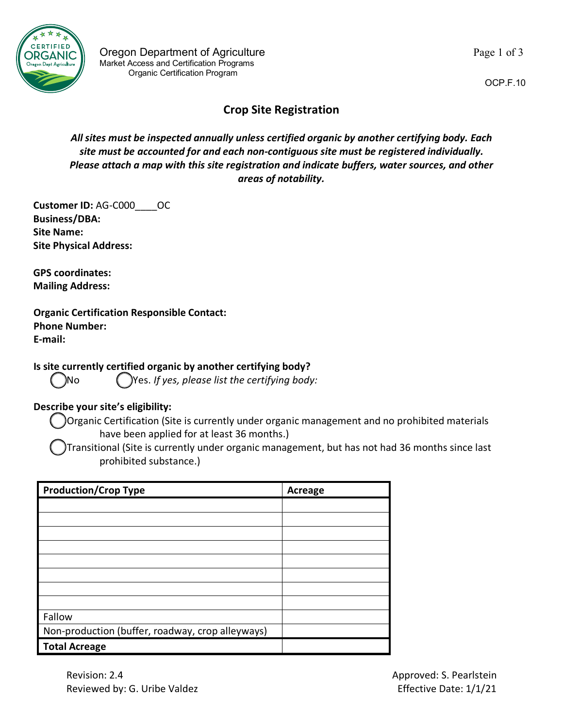Oregon Department of Agriculture
Market Access and Certification Programs
Organic Certification Program

OCP.F.10

# Crop Site Registration

***All sites must be inspected annually unless certified organic by another certifying body. Each site must be accounted for and each non-contiguous site must be registered individually. Please attach a map with this site registration and indicate buffers, water sources, and other areas of notability.***

**Customer ID:** AG-C000____OC
**Business/DBA:**
**Site Name:**
**Site Physical Address:**

**GPS coordinates:**
**Mailing Address:**

**Organic Certification Responsible Contact:**
**Phone Number:**
**E-mail:**

**Is site currently certified organic by another certifying body?**

◯ No ◯ Yes. *If yes, please list the certifying body:*

**Describe your site's eligibility:**

◯ Organic Certification (Site is currently under organic management and no prohibited materials have been applied for at least 36 months.)

◯ Transitional (Site is currently under organic management, but has not had 36 months since last prohibited substance.)

| Production/Crop Type | Acreage |
|---|---|
| | |
| | |
| | |
| | |
| | |
| | |
| | |
| | |
| Fallow | |
| Non-production (buffer, roadway, crop alleyways) | |
| **Total Acreage** | |

Revision: 2.4
Reviewed by: G. Uribe Valdez

Approved: S. Pearlstein
Effective Date: 1/1/21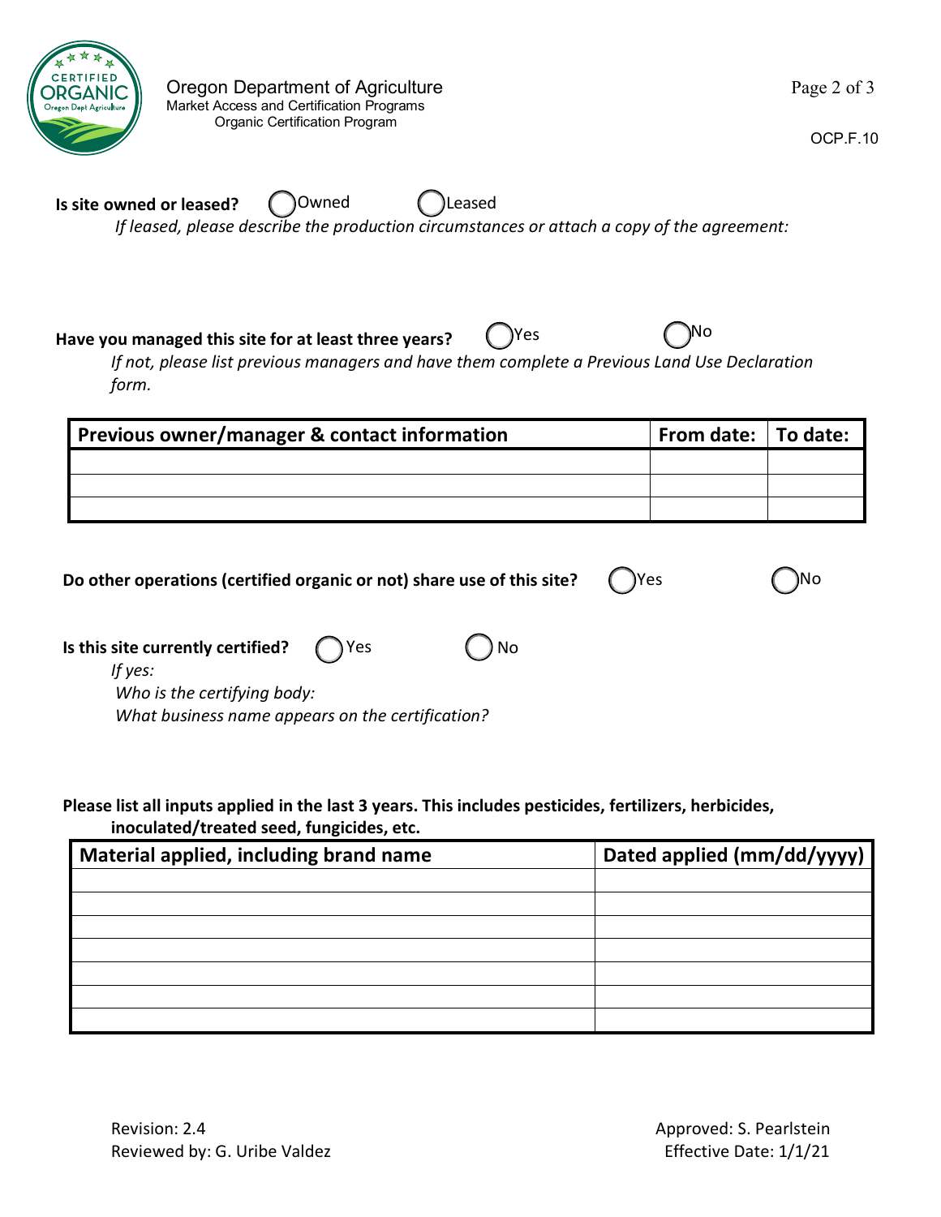**Is site owned or leased?** ◯ Owned ◯ Leased

*If leased, please describe the production circumstances or attach a copy of the agreement:*

**Have you managed this site for at least three years?** ◯ Yes ◯ No

*If not, please list previous managers and have them complete a Previous Land Use Declaration form.*

| Previous owner/manager & contact information | From date: | To date: |
|---|---|---|
| | | |
| | | |
| | | |

**Do other operations (certified organic or not) share use of this site?** ◯ Yes ◯ No

**Is this site currently certified?** ◯ Yes ◯ No

*If yes:*

*Who is the certifying body:*

*What business name appears on the certification?*

**Please list all inputs applied in the last 3 years. This includes pesticides, fertilizers, herbicides, inoculated/treated seed, fungicides, etc.**

| Material applied, including brand name | Dated applied (mm/dd/yyyy) |
|---|---|
| | |
| | |
| | |
| | |
| | |
| | |
| | |

Revision: 2.4
Reviewed by: G. Uribe Valdez

Approved: S. Pearlstein
Effective Date: 1/1/21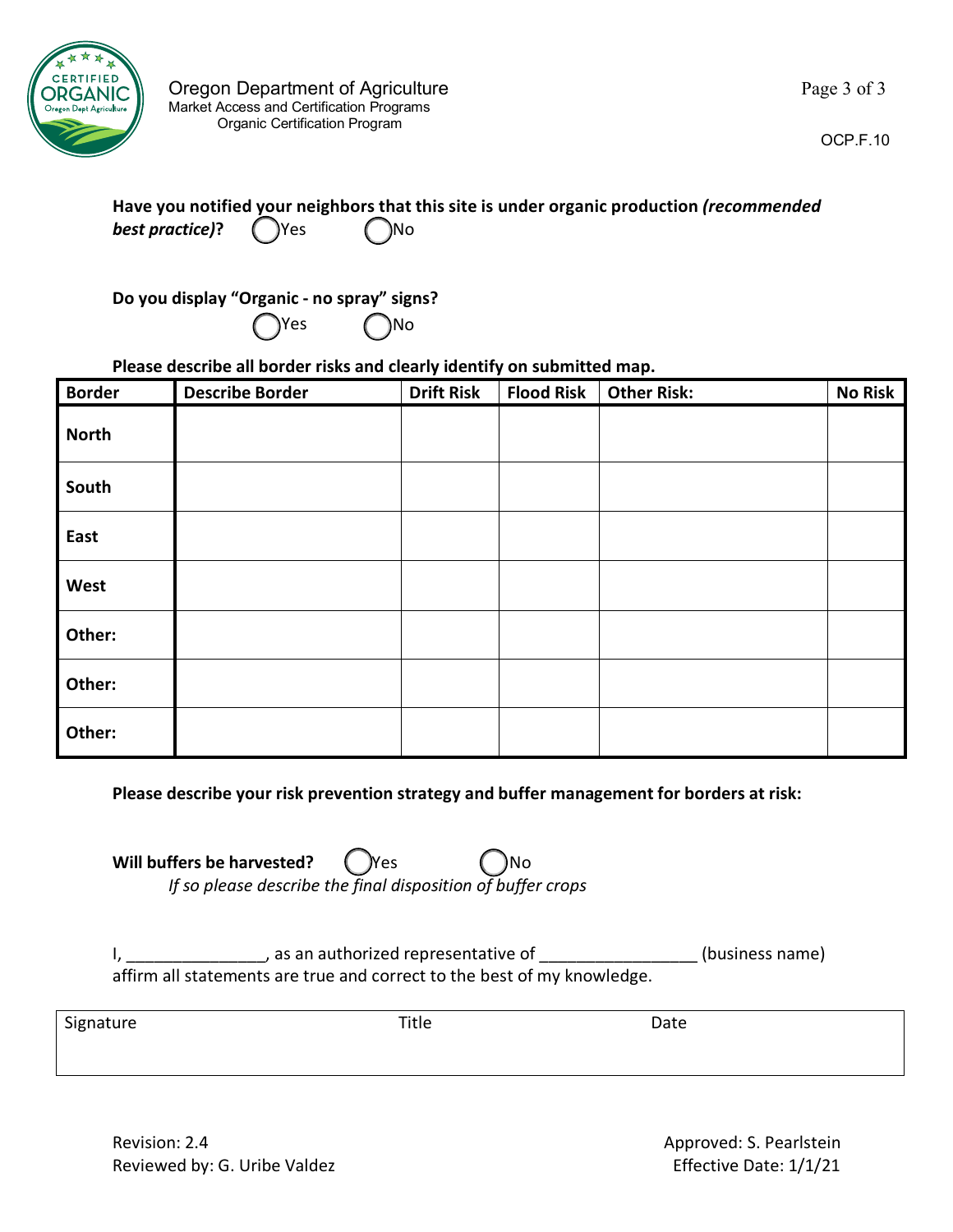**Have you notified your neighbors that this site is under organic production *(recommended best practice)*?** ◯ Yes ◯ No

**Do you display "Organic - no spray" signs?** ◯ Yes ◯ No

**Please describe all border risks and clearly identify on submitted map.**

| Border | Describe Border | Drift Risk | Flood Risk | Other Risk: | No Risk |
|---|---|---|---|---|---|
| **North** | | | | | |
| **South** | | | | | |
| **East** | | | | | |
| **West** | | | | | |
| **Other:** | | | | | |
| **Other:** | | | | | |
| **Other:** | | | | | |

**Please describe your risk prevention strategy and buffer management for borders at risk:**

**Will buffers be harvested?** ◯ Yes ◯ No

*If so please describe the final disposition of buffer crops*

I, _______________, as an authorized representative of _________________ (business name) affirm all statements are true and correct to the best of my knowledge.

| Signature | Title | Date |
|---|---|---|
| | | |

Revision: 2.4
Reviewed by: G. Uribe Valdez

Approved: S. Pearlstein
Effective Date: 1/1/21